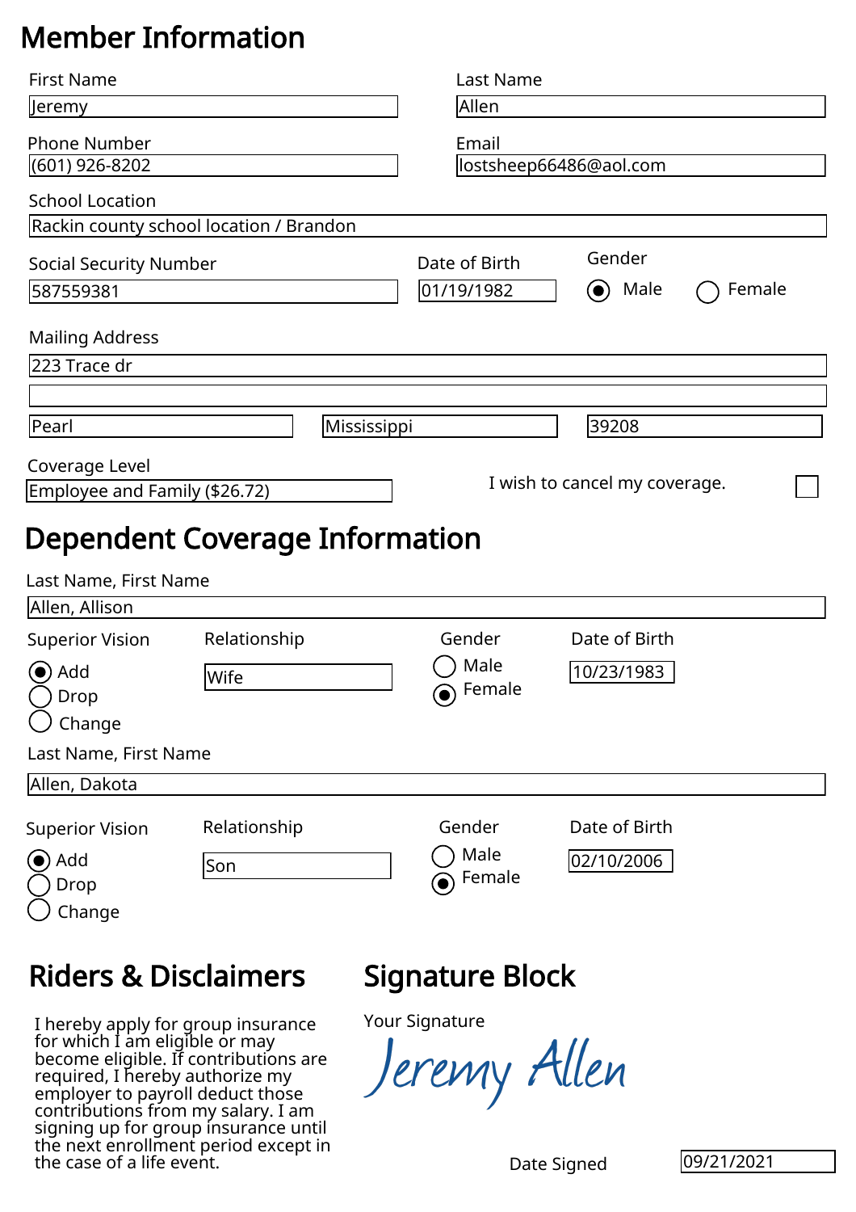# Member Information

First Name: Jeremy

Last Name: Allen

Phone Number: (601) 926-8202

Email: lostsheep66486@aol.com

School Location: Rackin county school location / Brandon

Social Security Number: 587559381

Date of Birth: 01/19/1982

Gender: (●) Male ( ) Female

Mailing Address:
223 Trace dr

Pearl | Mississippi | 39208

Coverage Level: Employee and Family ($26.72)

I wish to cancel my coverage. ☐

# Dependent Coverage Information

Last Name, First Name: Allen, Allison

Superior Vision: (●) Add ( ) Drop ( ) Change

Relationship: Wife

Gender: ( ) Male (●) Female

Date of Birth: 10/23/1983

Last Name, First Name: Allen, Dakota

Superior Vision: (●) Add ( ) Drop ( ) Change

Relationship: Son

Gender: ( ) Male (●) Female

Date of Birth: 02/10/2006

# Riders & Disclaimers

I hereby apply for group insurance for which I am eligible or may become eligible. If contributions are required, I hereby authorize my employer to payroll deduct those contributions from my salary. I am signing up for group insurance until the next enrollment period except in the case of a life event.

# Signature Block

Your Signature: Jeremy Allen

Date Signed: 09/21/2021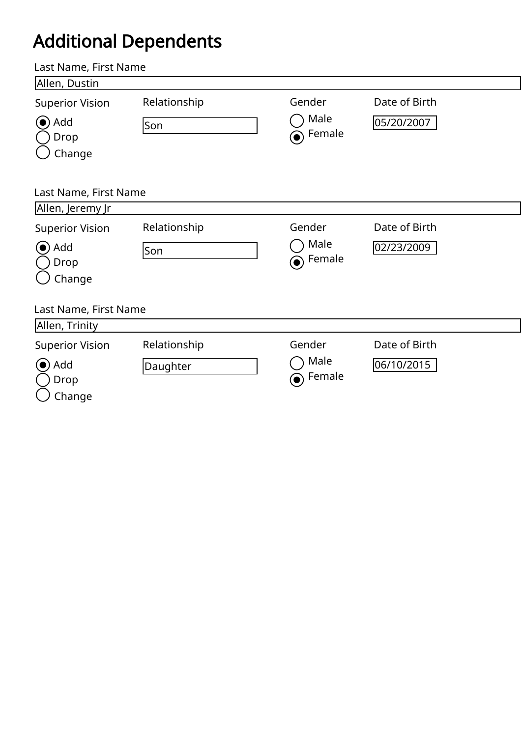# Additional Dependents

Last Name, First Name

Allen, Dustin

| Superior Vision | Relationship | Gender | Date of Birth |
| --- | --- | --- | --- |
| ◉ Add<br>○ Drop<br>○ Change | Son | ○ Male<br>◉ Female | 05/20/2007 |

Last Name, First Name

Allen, Jeremy Jr

| Superior Vision | Relationship | Gender | Date of Birth |
| --- | --- | --- | --- |
| ◉ Add<br>○ Drop<br>○ Change | Son | ○ Male<br>◉ Female | 02/23/2009 |

Last Name, First Name

Allen, Trinity

| Superior Vision | Relationship | Gender | Date of Birth |
| --- | --- | --- | --- |
| ◉ Add<br>○ Drop<br>○ Change | Daughter | ○ Male<br>◉ Female | 06/10/2015 |